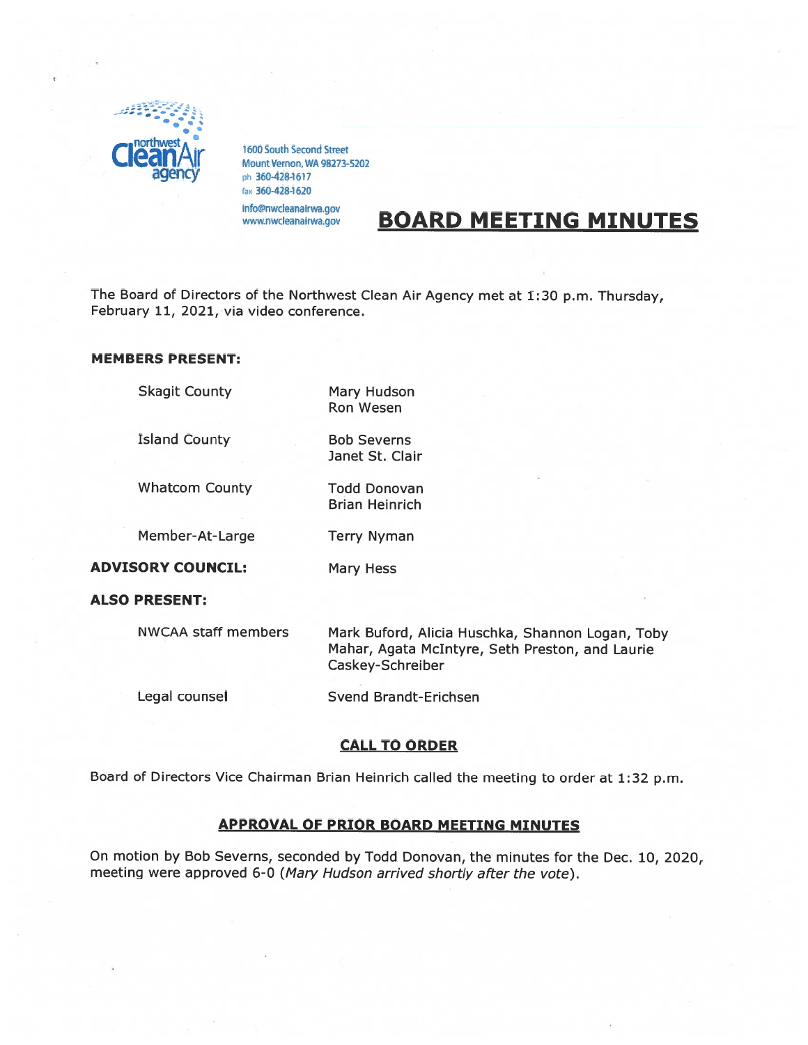northwest Clean Air agency

1600 South Second Street
Mount Vernon, WA 98273-5202
ph 360-428-1617
fax 360-428-1620
info@nwcleanairwa.gov
www.nwcleanairwa.gov

# BOARD MEETING MINUTES

The Board of Directors of the Northwest Clean Air Agency met at 1:30 p.m. Thursday, February 11, 2021, via video conference.

**MEMBERS PRESENT:**

| | |
|---|---|
| Skagit County | Mary Hudson<br>Ron Wesen |
| Island County | Bob Severns<br>Janet St. Clair |
| Whatcom County | Todd Donovan<br>Brian Heinrich |
| Member-At-Large | Terry Nyman |

**ADVISORY COUNCIL:** Mary Hess

**ALSO PRESENT:**

| | |
|---|---|
| NWCAA staff members | Mark Buford, Alicia Huschka, Shannon Logan, Toby Mahar, Agata McIntyre, Seth Preston, and Laurie Caskey-Schreiber |
| Legal counsel | Svend Brandt-Erichsen |

## CALL TO ORDER

Board of Directors Vice Chairman Brian Heinrich called the meeting to order at 1:32 p.m.

## APPROVAL OF PRIOR BOARD MEETING MINUTES

On motion by Bob Severns, seconded by Todd Donovan, the minutes for the Dec. 10, 2020, meeting were approved 6-0 (*Mary Hudson arrived shortly after the vote*).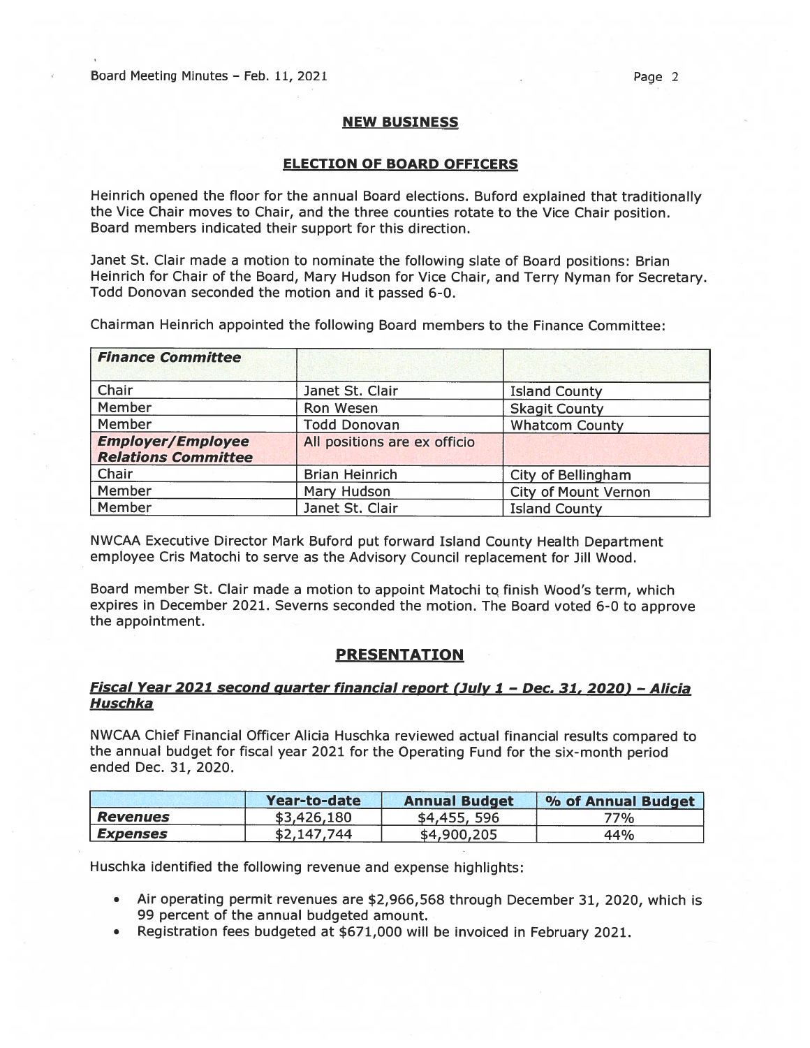## NEW BUSINESS

### ELECTION OF BOARD OFFICERS

Heinrich opened the floor for the annual Board elections. Buford explained that traditionally the Vice Chair moves to Chair, and the three counties rotate to the Vice Chair position. Board members indicated their support for this direction.

Janet St. Clair made a motion to nominate the following slate of Board positions: Brian Heinrich for Chair of the Board, Mary Hudson for Vice Chair, and Terry Nyman for Secretary. Todd Donovan seconded the motion and it passed 6-0.

Chairman Heinrich appointed the following Board members to the Finance Committee:

| ***Finance Committee*** | | |
|---|---|---|
| Chair | Janet St. Clair | Island County |
| Member | Ron Wesen | Skagit County |
| Member | Todd Donovan | Whatcom County |
| ***Employer/Employee Relations Committee*** | All positions are ex officio | |
| Chair | Brian Heinrich | City of Bellingham |
| Member | Mary Hudson | City of Mount Vernon |
| Member | Janet St. Clair | Island County |

NWCAA Executive Director Mark Buford put forward Island County Health Department employee Cris Matochi to serve as the Advisory Council replacement for Jill Wood.

Board member St. Clair made a motion to appoint Matochi to finish Wood's term, which expires in December 2021. Severns seconded the motion. The Board voted 6-0 to approve the appointment.

## PRESENTATION

### *Fiscal Year 2021 second quarter financial report (July 1 – Dec. 31, 2020) – Alicia Huschka*

NWCAA Chief Financial Officer Alicia Huschka reviewed actual financial results compared to the annual budget for fiscal year 2021 for the Operating Fund for the six-month period ended Dec. 31, 2020.

| | Year-to-date | Annual Budget | % of Annual Budget |
|---|---|---|---|
| ***Revenues*** | $3,426,180 | $4,455, 596 | 77% |
| ***Expenses*** | $2,147,744 | $4,900,205 | 44% |

Huschka identified the following revenue and expense highlights:

- Air operating permit revenues are $2,966,568 through December 31, 2020, which is 99 percent of the annual budgeted amount.
- Registration fees budgeted at $671,000 will be invoiced in February 2021.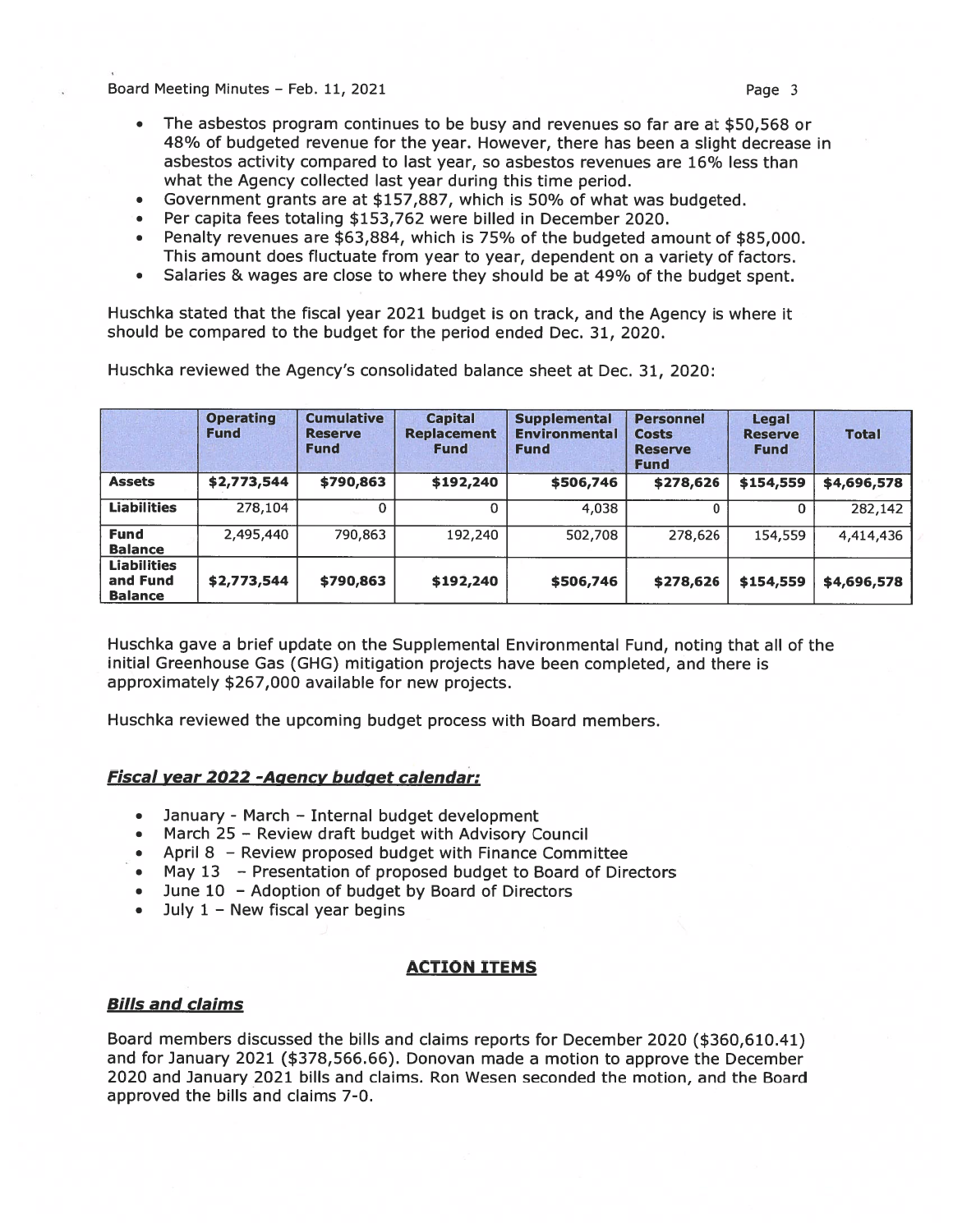- The asbestos program continues to be busy and revenues so far are at $50,568 or 48% of budgeted revenue for the year. However, there has been a slight decrease in asbestos activity compared to last year, so asbestos revenues are 16% less than what the Agency collected last year during this time period.
- Government grants are at $157,887, which is 50% of what was budgeted.
- Per capita fees totaling $153,762 were billed in December 2020.
- Penalty revenues are $63,884, which is 75% of the budgeted amount of $85,000. This amount does fluctuate from year to year, dependent on a variety of factors.
- Salaries & wages are close to where they should be at 49% of the budget spent.

Huschka stated that the fiscal year 2021 budget is on track, and the Agency is where it should be compared to the budget for the period ended Dec. 31, 2020.

Huschka reviewed the Agency's consolidated balance sheet at Dec. 31, 2020:

| | Operating Fund | Cumulative Reserve Fund | Capital Replacement Fund | Supplemental Environmental Fund | Personnel Costs Reserve Fund | Legal Reserve Fund | Total |
|---|---|---|---|---|---|---|---|
| **Assets** | **$2,773,544** | **$790,863** | **$192,240** | **$506,746** | **$278,626** | **$154,559** | **$4,696,578** |
| **Liabilities** | 278,104 | 0 | 0 | 4,038 | 0 | 0 | 282,142 |
| **Fund Balance** | 2,495,440 | 790,863 | 192,240 | 502,708 | 278,626 | 154,559 | 4,414,436 |
| **Liabilities and Fund Balance** | **$2,773,544** | **$790,863** | **$192,240** | **$506,746** | **$278,626** | **$154,559** | **$4,696,578** |

Huschka gave a brief update on the Supplemental Environmental Fund, noting that all of the initial Greenhouse Gas (GHG) mitigation projects have been completed, and there is approximately $267,000 available for new projects.

Huschka reviewed the upcoming budget process with Board members.

***Fiscal year 2022 -Agency budget calendar:***

- January - March – Internal budget development
- March 25 – Review draft budget with Advisory Council
- April 8 – Review proposed budget with Finance Committee
- May 13 – Presentation of proposed budget to Board of Directors
- June 10 – Adoption of budget by Board of Directors
- July 1 – New fiscal year begins

## ACTION ITEMS

***Bills and claims***

Board members discussed the bills and claims reports for December 2020 ($360,610.41) and for January 2021 ($378,566.66). Donovan made a motion to approve the December 2020 and January 2021 bills and claims. Ron Wesen seconded the motion, and the Board approved the bills and claims 7-0.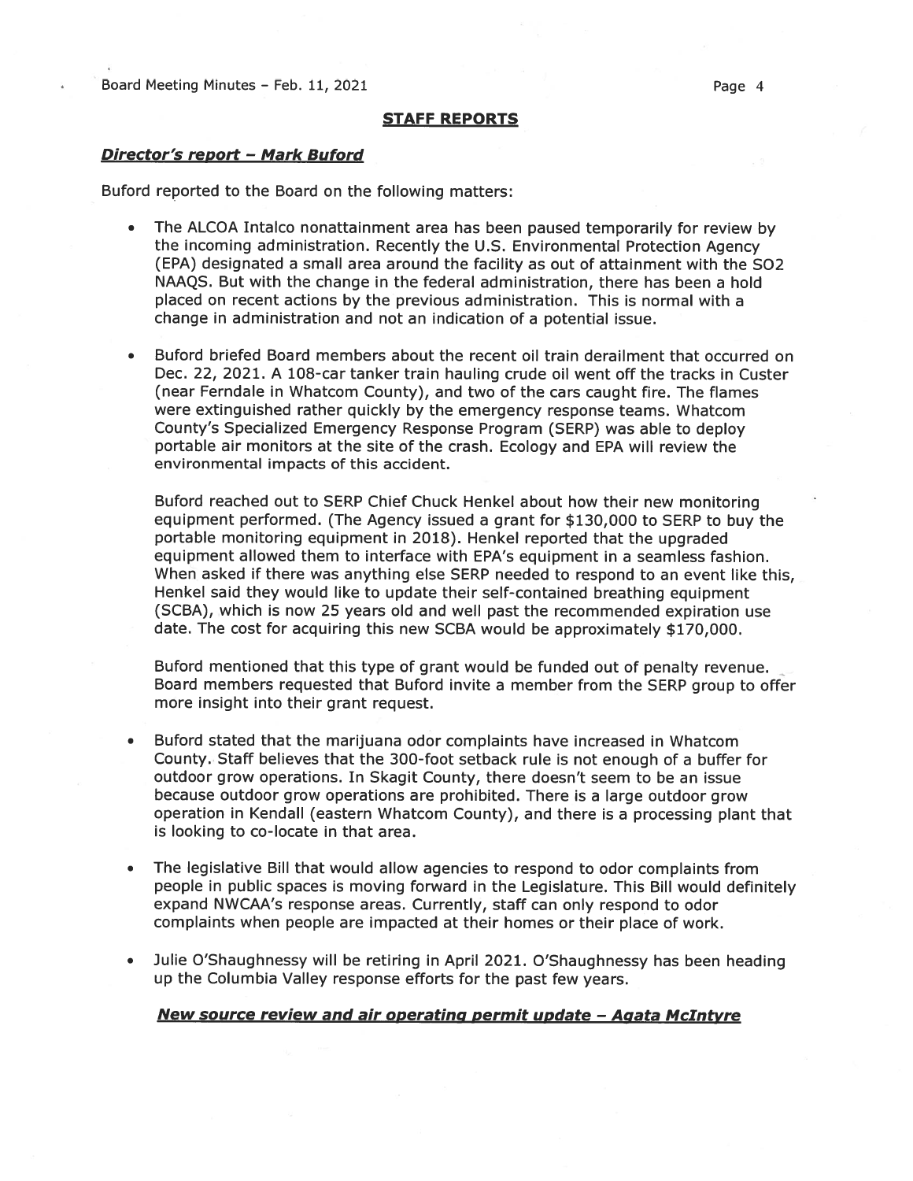## STAFF REPORTS

### ***Director's report – Mark Buford***

Buford reported to the Board on the following matters:

- The ALCOA Intalco nonattainment area has been paused temporarily for review by the incoming administration. Recently the U.S. Environmental Protection Agency (EPA) designated a small area around the facility as out of attainment with the $SO_2$ NAAQS. But with the change in the federal administration, there has been a hold placed on recent actions by the previous administration. This is normal with a change in administration and not an indication of a potential issue.

- Buford briefed Board members about the recent oil train derailment that occurred on Dec. 22, 2021. A 108-car tanker train hauling crude oil went off the tracks in Custer (near Ferndale in Whatcom County), and two of the cars caught fire. The flames were extinguished rather quickly by the emergency response teams. Whatcom County's Specialized Emergency Response Program (SERP) was able to deploy portable air monitors at the site of the crash. Ecology and EPA will review the environmental impacts of this accident.

  Buford reached out to SERP Chief Chuck Henkel about how their new monitoring equipment performed. (The Agency issued a grant for $130,000 to SERP to buy the portable monitoring equipment in 2018). Henkel reported that the upgraded equipment allowed them to interface with EPA's equipment in a seamless fashion. When asked if there was anything else SERP needed to respond to an event like this, Henkel said they would like to update their self-contained breathing equipment (SCBA), which is now 25 years old and well past the recommended expiration use date. The cost for acquiring this new SCBA would be approximately $170,000.

  Buford mentioned that this type of grant would be funded out of penalty revenue. Board members requested that Buford invite a member from the SERP group to offer more insight into their grant request.

- Buford stated that the marijuana odor complaints have increased in Whatcom County. Staff believes that the 300-foot setback rule is not enough of a buffer for outdoor grow operations. In Skagit County, there doesn't seem to be an issue because outdoor grow operations are prohibited. There is a large outdoor grow operation in Kendall (eastern Whatcom County), and there is a processing plant that is looking to co-locate in that area.

- The legislative Bill that would allow agencies to respond to odor complaints from people in public spaces is moving forward in the Legislature. This Bill would definitely expand NWCAA's response areas. Currently, staff can only respond to odor complaints when people are impacted at their homes or their place of work.

- Julie O'Shaughnessy will be retiring in April 2021. O'Shaughnessy has been heading up the Columbia Valley response efforts for the past few years.

### ***New source review and air operating permit update – Agata McIntyre***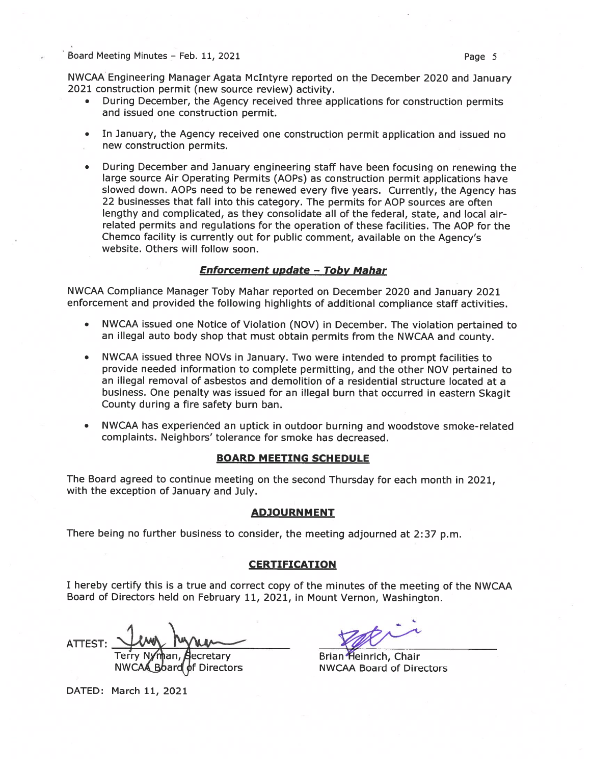NWCAA Engineering Manager Agata McIntyre reported on the December 2020 and January 2021 construction permit (new source review) activity.

- During December, the Agency received three applications for construction permits and issued one construction permit.
- In January, the Agency received one construction permit application and issued no new construction permits.
- During December and January engineering staff have been focusing on renewing the large source Air Operating Permits (AOPs) as construction permit applications have slowed down. AOPs need to be renewed every five years. Currently, the Agency has 22 businesses that fall into this category. The permits for AOP sources are often lengthy and complicated, as they consolidate all of the federal, state, and local air-related permits and regulations for the operation of these facilities. The AOP for the Chemco facility is currently out for public comment, available on the Agency's website. Others will follow soon.

### ***Enforcement update – Toby Mahar***

NWCAA Compliance Manager Toby Mahar reported on December 2020 and January 2021 enforcement and provided the following highlights of additional compliance staff activities.

- NWCAA issued one Notice of Violation (NOV) in December. The violation pertained to an illegal auto body shop that must obtain permits from the NWCAA and county.
- NWCAA issued three NOVs in January. Two were intended to prompt facilities to provide needed information to complete permitting, and the other NOV pertained to an illegal removal of asbestos and demolition of a residential structure located at a business. One penalty was issued for an illegal burn that occurred in eastern Skagit County during a fire safety burn ban.
- NWCAA has experienced an uptick in outdoor burning and woodstove smoke-related complaints. Neighbors' tolerance for smoke has decreased.

## BOARD MEETING SCHEDULE

The Board agreed to continue meeting on the second Thursday for each month in 2021, with the exception of January and July.

## ADJOURNMENT

There being no further business to consider, the meeting adjourned at 2:37 p.m.

## CERTIFICATION

I hereby certify this is a true and correct copy of the minutes of the meeting of the NWCAA Board of Directors held on February 11, 2021, in Mount Vernon, Washington.

ATTEST: ______________________
Terry Nyman, Secretary
NWCAA Board of Directors

______________________
Brian Heinrich, Chair
NWCAA Board of Directors

DATED: March 11, 2021